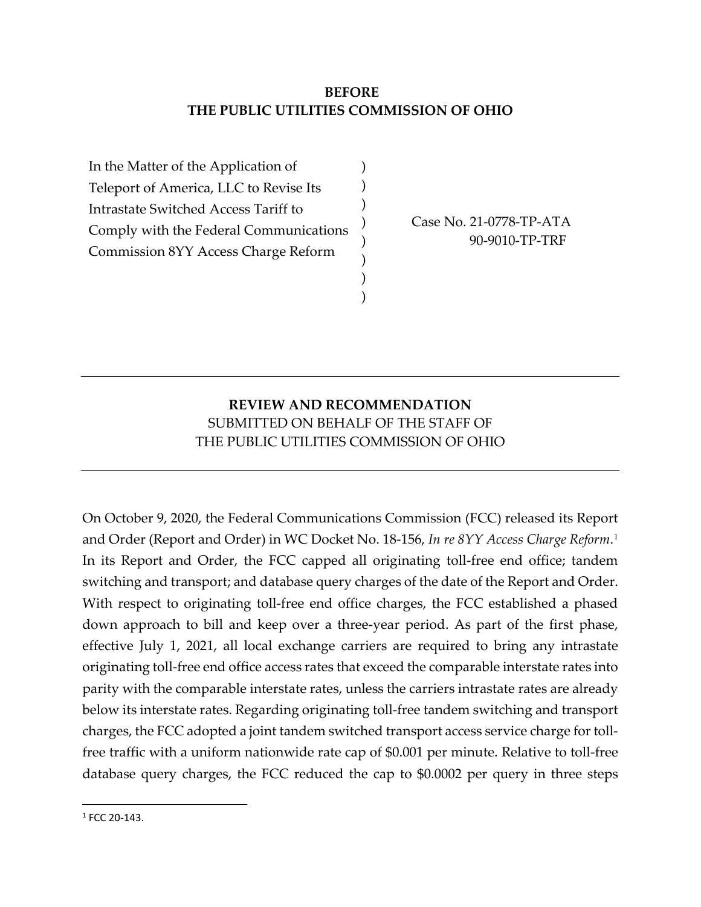**BEFORE**
**THE PUBLIC UTILITIES COMMISSION OF OHIO**

| In the Matter of the Application of Teleport of America, LLC to Revise Its Intrastate Switched Access Tariff to Comply with the Federal Communications Commission 8YY Access Charge Reform | ) ) ) ) ) ) ) ) | Case No. 21-0778-TP-ATA 90-9010-TP-TRF |
|---|---|---|

---

**REVIEW AND RECOMMENDATION**
SUBMITTED ON BEHALF OF THE STAFF OF
THE PUBLIC UTILITIES COMMISSION OF OHIO

---

On October 9, 2020, the Federal Communications Commission (FCC) released its Report and Order (Report and Order) in WC Docket No. 18-156, *In re 8YY Access Charge Reform*.[1] In its Report and Order, the FCC capped all originating toll-free end office; tandem switching and transport; and database query charges of the date of the Report and Order. With respect to originating toll-free end office charges, the FCC established a phased down approach to bill and keep over a three-year period. As part of the first phase, effective July 1, 2021, all local exchange carriers are required to bring any intrastate originating toll-free end office access rates that exceed the comparable interstate rates into parity with the comparable interstate rates, unless the carriers intrastate rates are already below its interstate rates. Regarding originating toll-free tandem switching and transport charges, the FCC adopted a joint tandem switched transport access service charge for toll-free traffic with a uniform nationwide rate cap of $0.001 per minute. Relative to toll-free database query charges, the FCC reduced the cap to $0.0002 per query in three steps

[1] FCC 20-143.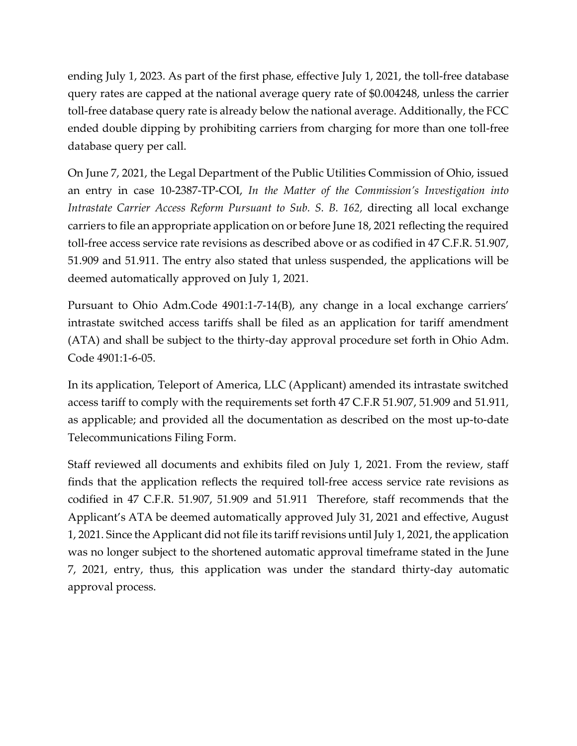ending July 1, 2023. As part of the first phase, effective July 1, 2021, the toll-free database query rates are capped at the national average query rate of $0.004248, unless the carrier toll-free database query rate is already below the national average. Additionally, the FCC ended double dipping by prohibiting carriers from charging for more than one toll-free database query per call.

On June 7, 2021, the Legal Department of the Public Utilities Commission of Ohio, issued an entry in case 10-2387-TP-COI, *In the Matter of the Commission's Investigation into Intrastate Carrier Access Reform Pursuant to Sub. S. B. 162,* directing all local exchange carriers to file an appropriate application on or before June 18, 2021 reflecting the required toll-free access service rate revisions as described above or as codified in 47 C.F.R. 51.907, 51.909 and 51.911. The entry also stated that unless suspended, the applications will be deemed automatically approved on July 1, 2021.

Pursuant to Ohio Adm.Code 4901:1-7-14(B), any change in a local exchange carriers' intrastate switched access tariffs shall be filed as an application for tariff amendment (ATA) and shall be subject to the thirty-day approval procedure set forth in Ohio Adm. Code 4901:1-6-05.

In its application, Teleport of America, LLC (Applicant) amended its intrastate switched access tariff to comply with the requirements set forth 47 C.F.R 51.907, 51.909 and 51.911, as applicable; and provided all the documentation as described on the most up-to-date Telecommunications Filing Form.

Staff reviewed all documents and exhibits filed on July 1, 2021. From the review, staff finds that the application reflects the required toll-free access service rate revisions as codified in 47 C.F.R. 51.907, 51.909 and 51.911 Therefore, staff recommends that the Applicant's ATA be deemed automatically approved July 31, 2021 and effective, August 1, 2021. Since the Applicant did not file its tariff revisions until July 1, 2021, the application was no longer subject to the shortened automatic approval timeframe stated in the June 7, 2021, entry, thus, this application was under the standard thirty-day automatic approval process.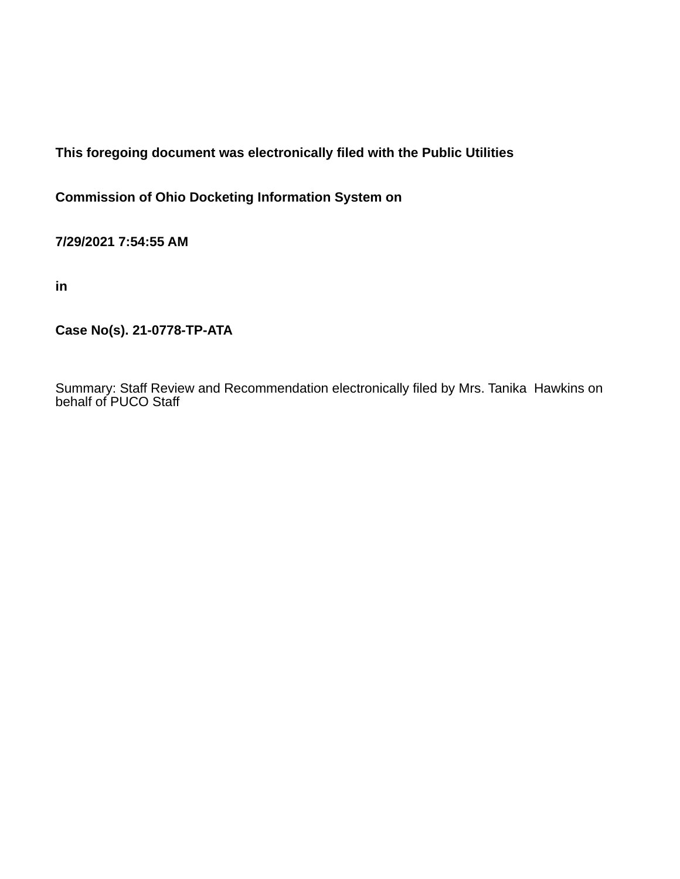**This foregoing document was electronically filed with the Public Utilities**

**Commission of Ohio Docketing Information System on**

**7/29/2021 7:54:55 AM**

**in**

**Case No(s). 21-0778-TP-ATA**

Summary: Staff Review and Recommendation electronically filed by Mrs. Tanika Hawkins on behalf of PUCO Staff